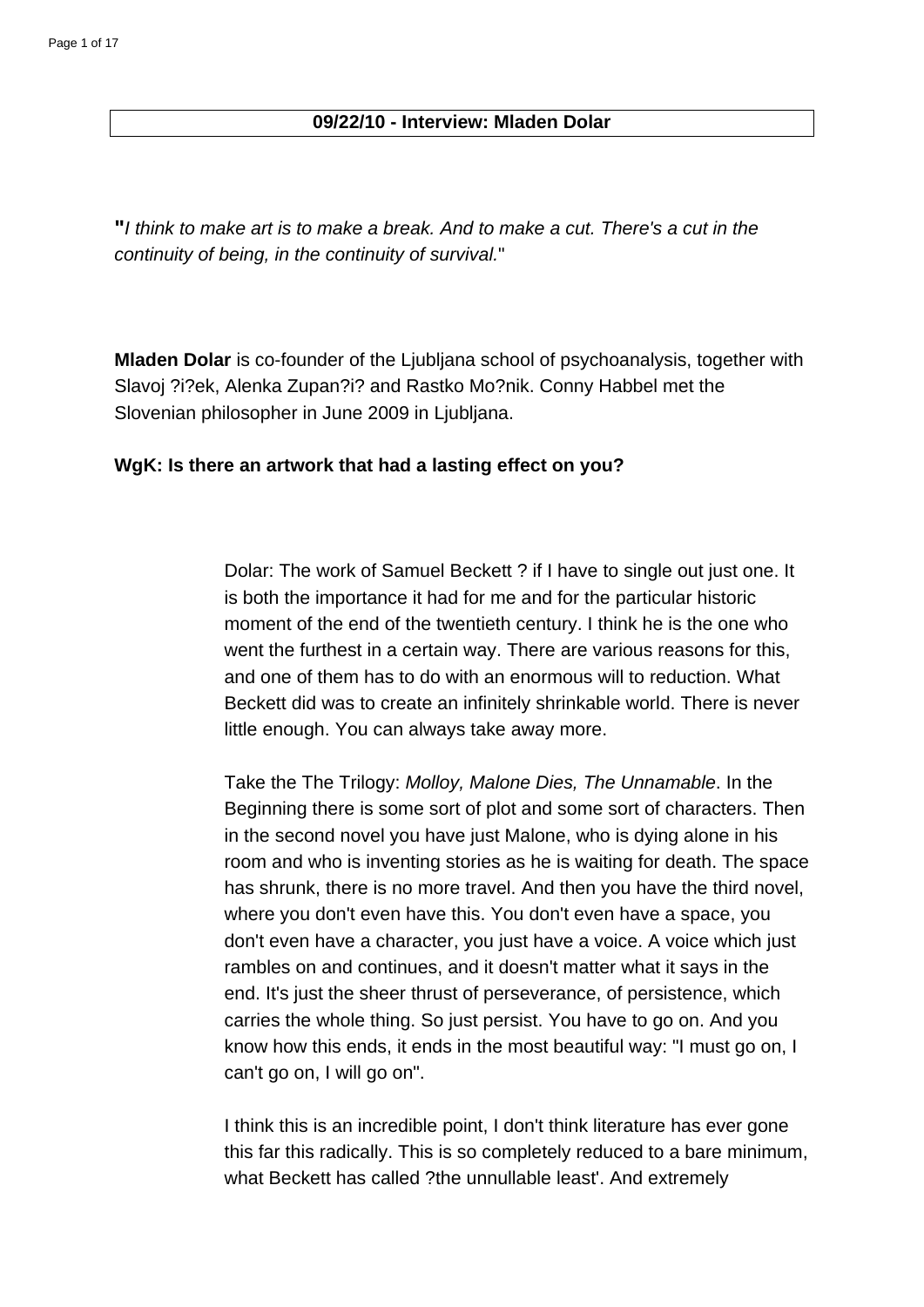**09/22/10 - Interview: Mladen Dolar**

**"***I think to make art is to make a break. And to make a cut. There's a cut in the continuity of being, in the continuity of survival.*"

**Mladen Dolar** is co-founder of the Ljubljana school of psychoanalysis, together with Slavoj ?i?ek, Alenka Zupan?i? and Rastko Mo?nik. Conny Habbel met the Slovenian philosopher in June 2009 in Ljubljana.

**WgK: Is there an artwork that had a lasting effect on you?**

Dolar: The work of Samuel Beckett ? if I have to single out just one. It is both the importance it had for me and for the particular historic moment of the end of the twentieth century. I think he is the one who went the furthest in a certain way. There are various reasons for this, and one of them has to do with an enormous will to reduction. What Beckett did was to create an infinitely shrinkable world. There is never little enough. You can always take away more.

Take the The Trilogy: *Molloy, Malone Dies, The Unnamable*. In the Beginning there is some sort of plot and some sort of characters. Then in the second novel you have just Malone, who is dying alone in his room and who is inventing stories as he is waiting for death. The space has shrunk, there is no more travel. And then you have the third novel, where you don't even have this. You don't even have a space, you don't even have a character, you just have a voice. A voice which just rambles on and continues, and it doesn't matter what it says in the end. It's just the sheer thrust of perseverance, of persistence, which carries the whole thing. So just persist. You have to go on. And you know how this ends, it ends in the most beautiful way: "I must go on, I can't go on, I will go on".

I think this is an incredible point, I don't think literature has ever gone this far this radically. This is so completely reduced to a bare minimum, what Beckett has called ?the unnullable least'. And extremely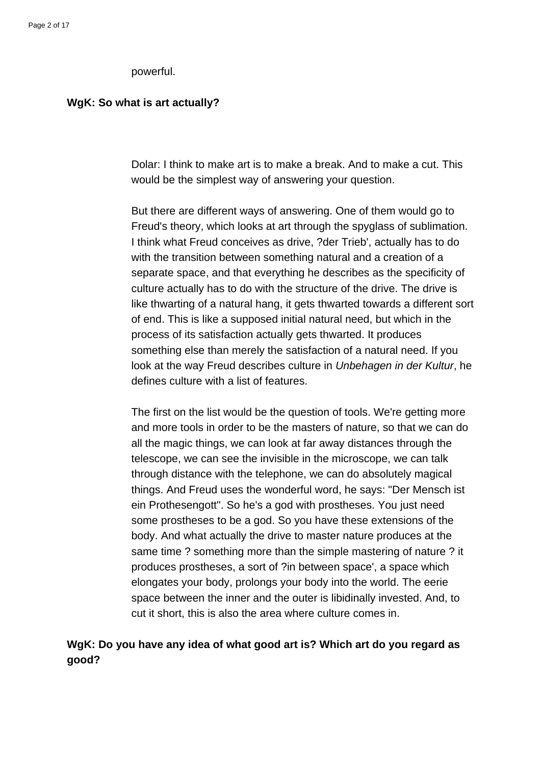powerful.

**WgK: So what is art actually?**

Dolar: I think to make art is to make a break. And to make a cut. This would be the simplest way of answering your question.

But there are different ways of answering. One of them would go to Freud's theory, which looks at art through the spyglass of sublimation. I think what Freud conceives as drive, ?der Trieb', actually has to do with the transition between something natural and a creation of a separate space, and that everything he describes as the specificity of culture actually has to do with the structure of the drive. The drive is like thwarting of a natural hang, it gets thwarted towards a different sort of end. This is like a supposed initial natural need, but which in the process of its satisfaction actually gets thwarted. It produces something else than merely the satisfaction of a natural need. If you look at the way Freud describes culture in *Unbehagen in der Kultur*, he defines culture with a list of features.

The first on the list would be the question of tools. We're getting more and more tools in order to be the masters of nature, so that we can do all the magic things, we can look at far away distances through the telescope, we can see the invisible in the microscope, we can talk through distance with the telephone, we can do absolutely magical things. And Freud uses the wonderful word, he says: "Der Mensch ist ein Prothesengott". So he's a god with prostheses. You just need some prostheses to be a god. So you have these extensions of the body. And what actually the drive to master nature produces at the same time ? something more than the simple mastering of nature ? it produces prostheses, a sort of ?in between space', a space which elongates your body, prolongs your body into the world. The eerie space between the inner and the outer is libidinally invested. And, to cut it short, this is also the area where culture comes in.

**WgK: Do you have any idea of what good art is? Which art do you regard as good?**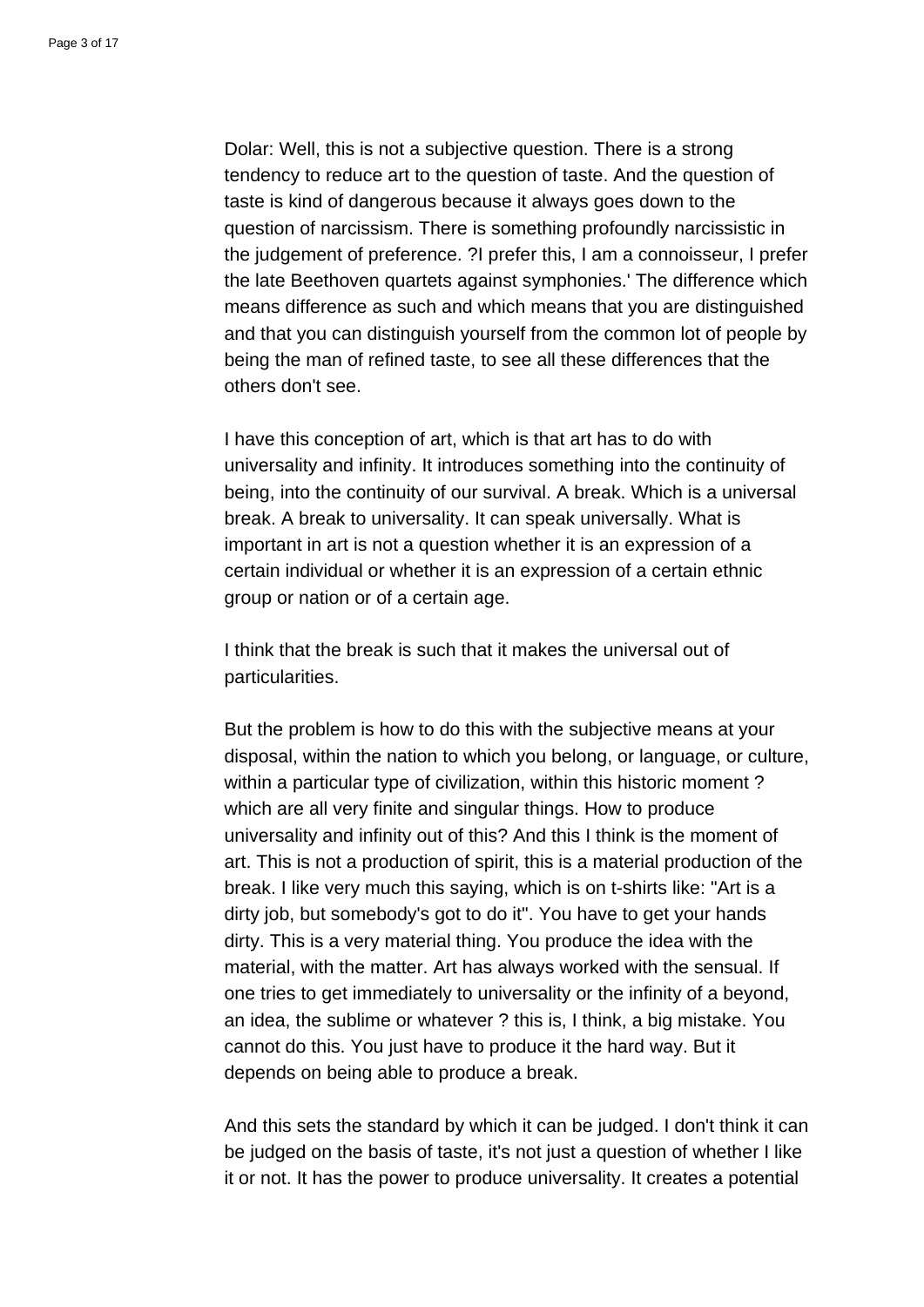Dolar: Well, this is not a subjective question. There is a strong tendency to reduce art to the question of taste. And the question of taste is kind of dangerous because it always goes down to the question of narcissism. There is something profoundly narcissistic in the judgement of preference. ?I prefer this, I am a connoisseur, I prefer the late Beethoven quartets against symphonies.' The difference which means difference as such and which means that you are distinguished and that you can distinguish yourself from the common lot of people by being the man of refined taste, to see all these differences that the others don't see.

I have this conception of art, which is that art has to do with universality and infinity. It introduces something into the continuity of being, into the continuity of our survival. A break. Which is a universal break. A break to universality. It can speak universally. What is important in art is not a question whether it is an expression of a certain individual or whether it is an expression of a certain ethnic group or nation or of a certain age.

I think that the break is such that it makes the universal out of particularities.

But the problem is how to do this with the subjective means at your disposal, within the nation to which you belong, or language, or culture, within a particular type of civilization, within this historic moment ? which are all very finite and singular things. How to produce universality and infinity out of this? And this I think is the moment of art. This is not a production of spirit, this is a material production of the break. I like very much this saying, which is on t-shirts like: "Art is a dirty job, but somebody's got to do it". You have to get your hands dirty. This is a very material thing. You produce the idea with the material, with the matter. Art has always worked with the sensual. If one tries to get immediately to universality or the infinity of a beyond, an idea, the sublime or whatever ? this is, I think, a big mistake. You cannot do this. You just have to produce it the hard way. But it depends on being able to produce a break.

And this sets the standard by which it can be judged. I don't think it can be judged on the basis of taste, it's not just a question of whether I like it or not. It has the power to produce universality. It creates a potential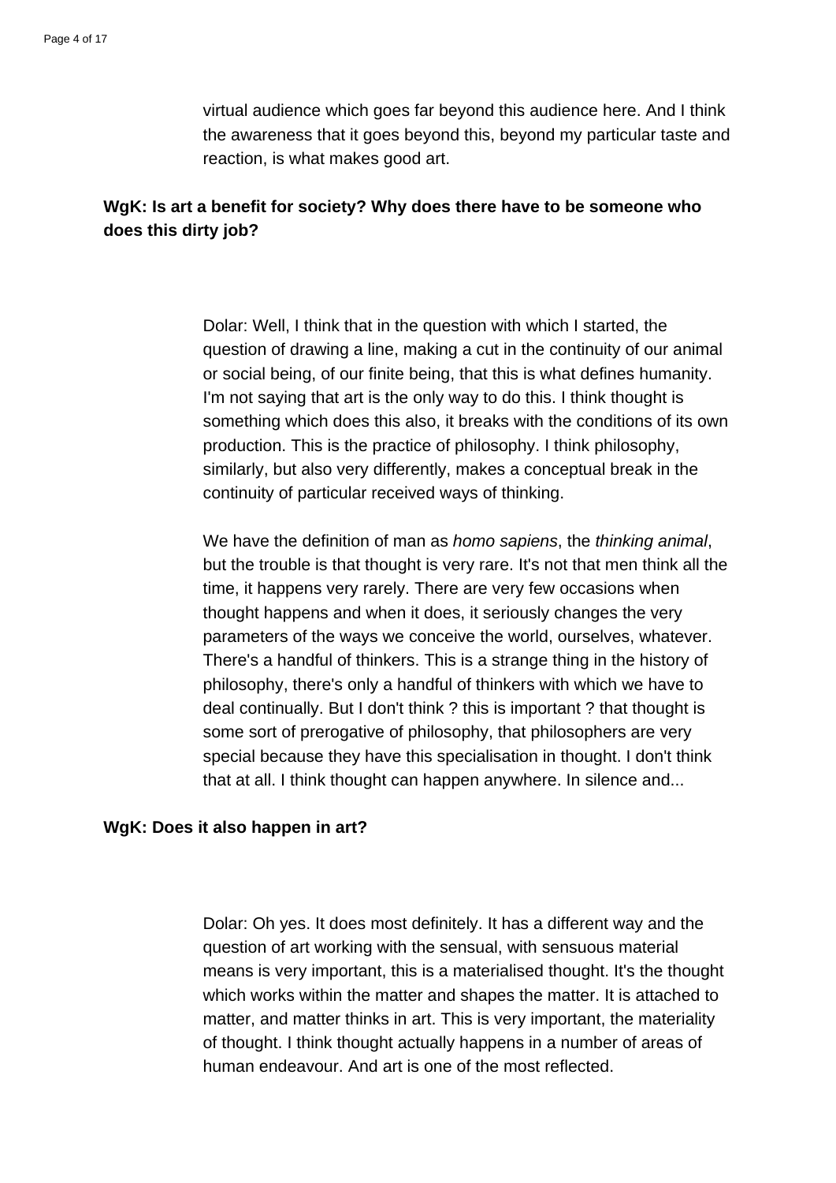virtual audience which goes far beyond this audience here. And I think the awareness that it goes beyond this, beyond my particular taste and reaction, is what makes good art.

**WgK: Is art a benefit for society? Why does there have to be someone who does this dirty job?**

Dolar: Well, I think that in the question with which I started, the question of drawing a line, making a cut in the continuity of our animal or social being, of our finite being, that this is what defines humanity. I'm not saying that art is the only way to do this. I think thought is something which does this also, it breaks with the conditions of its own production. This is the practice of philosophy. I think philosophy, similarly, but also very differently, makes a conceptual break in the continuity of particular received ways of thinking.

We have the definition of man as *homo sapiens*, the *thinking animal*, but the trouble is that thought is very rare. It's not that men think all the time, it happens very rarely. There are very few occasions when thought happens and when it does, it seriously changes the very parameters of the ways we conceive the world, ourselves, whatever. There's a handful of thinkers. This is a strange thing in the history of philosophy, there's only a handful of thinkers with which we have to deal continually. But I don't think ? this is important ? that thought is some sort of prerogative of philosophy, that philosophers are very special because they have this specialisation in thought. I don't think that at all. I think thought can happen anywhere. In silence and...

**WgK: Does it also happen in art?**

Dolar: Oh yes. It does most definitely. It has a different way and the question of art working with the sensual, with sensuous material means is very important, this is a materialised thought. It's the thought which works within the matter and shapes the matter. It is attached to matter, and matter thinks in art. This is very important, the materiality of thought. I think thought actually happens in a number of areas of human endeavour. And art is one of the most reflected.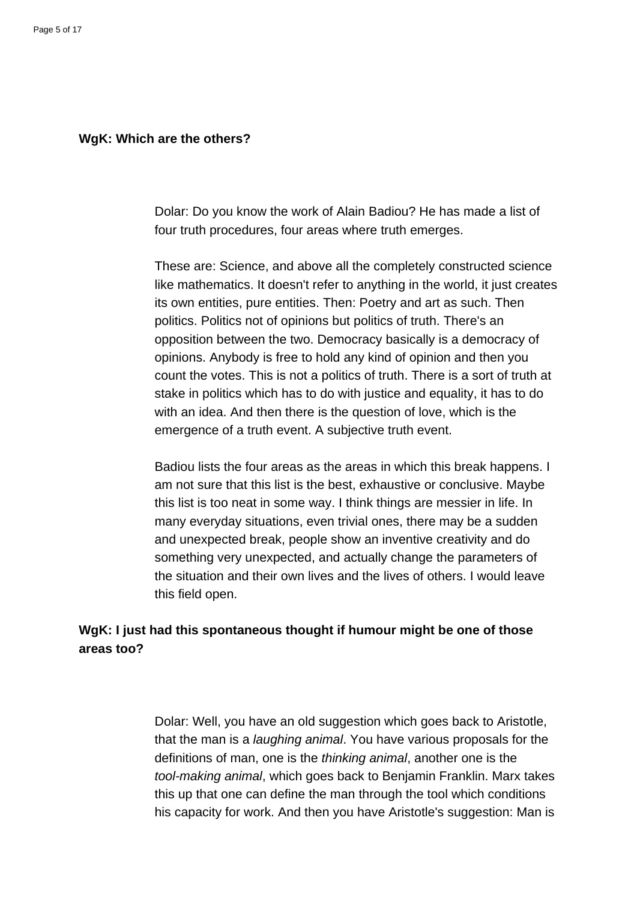**WgK: Which are the others?**

Dolar: Do you know the work of Alain Badiou? He has made a list of four truth procedures, four areas where truth emerges.

These are: Science, and above all the completely constructed science like mathematics. It doesn't refer to anything in the world, it just creates its own entities, pure entities. Then: Poetry and art as such. Then politics. Politics not of opinions but politics of truth. There's an opposition between the two. Democracy basically is a democracy of opinions. Anybody is free to hold any kind of opinion and then you count the votes. This is not a politics of truth. There is a sort of truth at stake in politics which has to do with justice and equality, it has to do with an idea. And then there is the question of love, which is the emergence of a truth event. A subjective truth event.

Badiou lists the four areas as the areas in which this break happens. I am not sure that this list is the best, exhaustive or conclusive. Maybe this list is too neat in some way. I think things are messier in life. In many everyday situations, even trivial ones, there may be a sudden and unexpected break, people show an inventive creativity and do something very unexpected, and actually change the parameters of the situation and their own lives and the lives of others. I would leave this field open.

**WgK: I just had this spontaneous thought if humour might be one of those areas too?**

Dolar: Well, you have an old suggestion which goes back to Aristotle, that the man is a *laughing animal*. You have various proposals for the definitions of man, one is the *thinking animal*, another one is the *tool-making animal*, which goes back to Benjamin Franklin. Marx takes this up that one can define the man through the tool which conditions his capacity for work. And then you have Aristotle's suggestion: Man is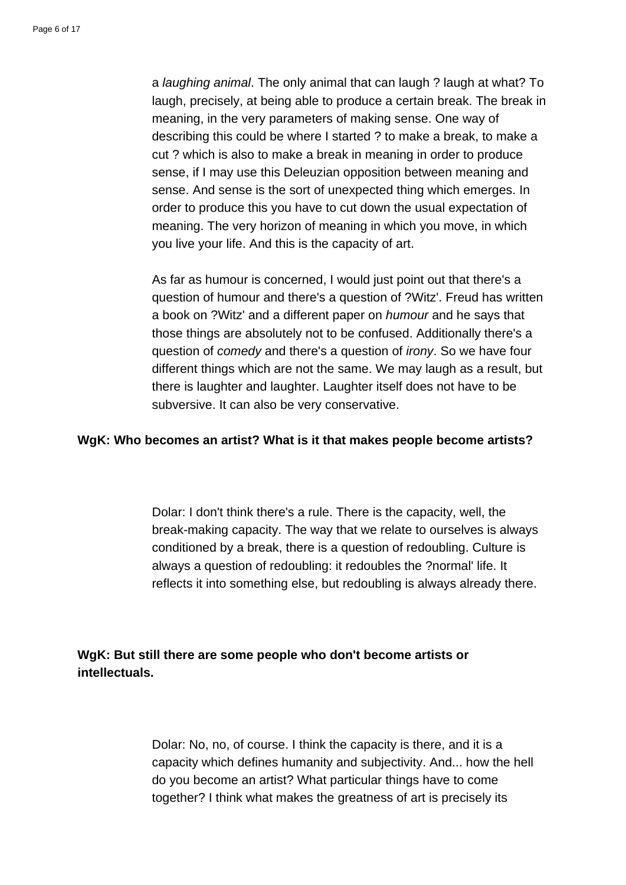a *laughing animal*. The only animal that can laugh ? laugh at what? To laugh, precisely, at being able to produce a certain break. The break in meaning, in the very parameters of making sense. One way of describing this could be where I started ? to make a break, to make a cut ? which is also to make a break in meaning in order to produce sense, if I may use this Deleuzian opposition between meaning and sense. And sense is the sort of unexpected thing which emerges. In order to produce this you have to cut down the usual expectation of meaning. The very horizon of meaning in which you move, in which you live your life. And this is the capacity of art.

As far as humour is concerned, I would just point out that there's a question of humour and there's a question of ?Witz'. Freud has written a book on ?Witz' and a different paper on *humour* and he says that those things are absolutely not to be confused. Additionally there's a question of *comedy* and there's a question of *irony*. So we have four different things which are not the same. We may laugh as a result, but there is laughter and laughter. Laughter itself does not have to be subversive. It can also be very conservative.

**WgK: Who becomes an artist? What is it that makes people become artists?**

Dolar: I don't think there's a rule. There is the capacity, well, the break-making capacity. The way that we relate to ourselves is always conditioned by a break, there is a question of redoubling. Culture is always a question of redoubling: it redoubles the ?normal' life. It reflects it into something else, but redoubling is always already there.

**WgK: But still there are some people who don't become artists or intellectuals.**

Dolar: No, no, of course. I think the capacity is there, and it is a capacity which defines humanity and subjectivity. And... how the hell do you become an artist? What particular things have to come together? I think what makes the greatness of art is precisely its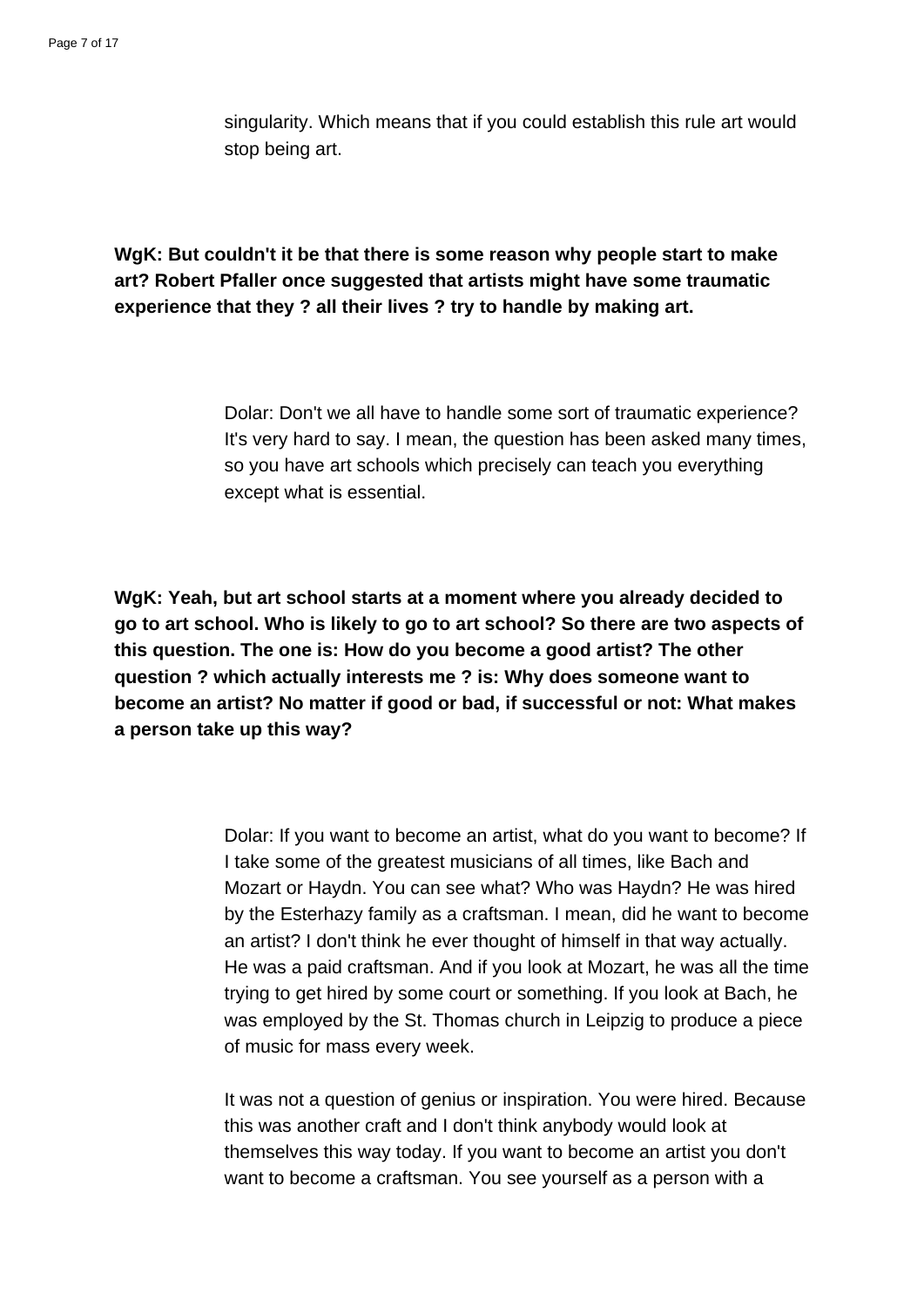singularity. Which means that if you could establish this rule art would stop being art.

**WgK: But couldn't it be that there is some reason why people start to make art? Robert Pfaller once suggested that artists might have some traumatic experience that they ? all their lives ? try to handle by making art.**

Dolar: Don't we all have to handle some sort of traumatic experience? It's very hard to say. I mean, the question has been asked many times, so you have art schools which precisely can teach you everything except what is essential.

**WgK: Yeah, but art school starts at a moment where you already decided to go to art school. Who is likely to go to art school? So there are two aspects of this question. The one is: How do you become a good artist? The other question ? which actually interests me ? is: Why does someone want to become an artist? No matter if good or bad, if successful or not: What makes a person take up this way?**

Dolar: If you want to become an artist, what do you want to become? If I take some of the greatest musicians of all times, like Bach and Mozart or Haydn. You can see what? Who was Haydn? He was hired by the Esterhazy family as a craftsman. I mean, did he want to become an artist? I don't think he ever thought of himself in that way actually. He was a paid craftsman. And if you look at Mozart, he was all the time trying to get hired by some court or something. If you look at Bach, he was employed by the St. Thomas church in Leipzig to produce a piece of music for mass every week.

It was not a question of genius or inspiration. You were hired. Because this was another craft and I don't think anybody would look at themselves this way today. If you want to become an artist you don't want to become a craftsman. You see yourself as a person with a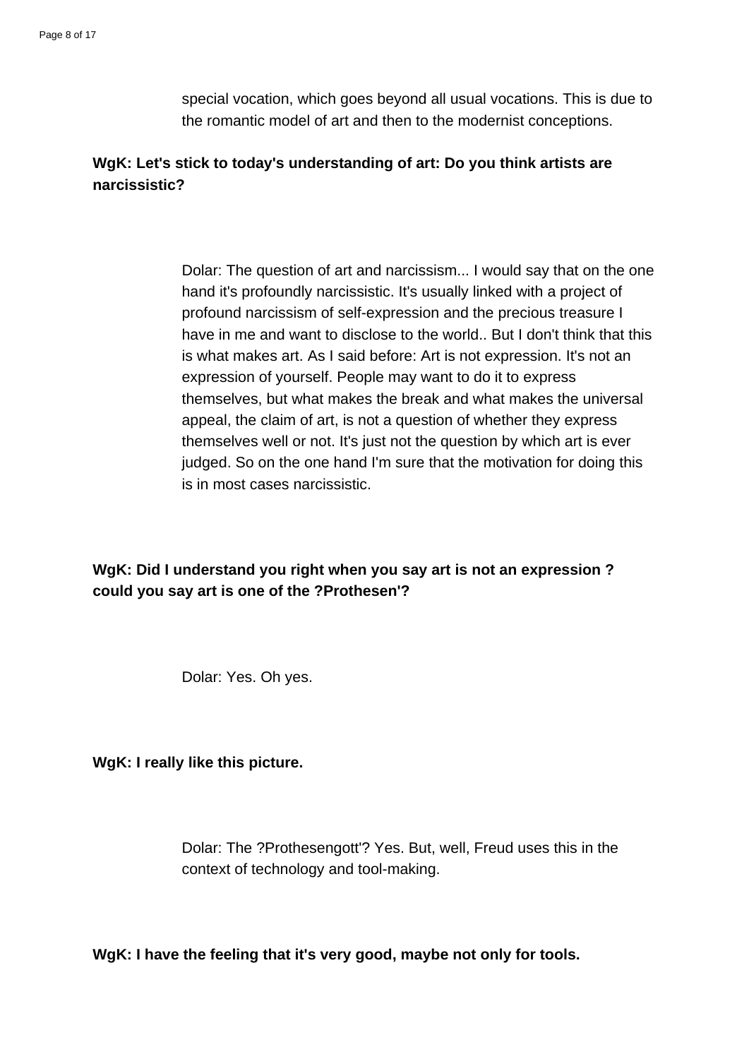special vocation, which goes beyond all usual vocations. This is due to the romantic model of art and then to the modernist conceptions.

**WgK: Let's stick to today's understanding of art: Do you think artists are narcissistic?**

Dolar: The question of art and narcissism... I would say that on the one hand it's profoundly narcissistic. It's usually linked with a project of profound narcissism of self-expression and the precious treasure I have in me and want to disclose to the world.. But I don't think that this is what makes art. As I said before: Art is not expression. It's not an expression of yourself. People may want to do it to express themselves, but what makes the break and what makes the universal appeal, the claim of art, is not a question of whether they express themselves well or not. It's just not the question by which art is ever judged. So on the one hand I'm sure that the motivation for doing this is in most cases narcissistic.

**WgK: Did I understand you right when you say art is not an expression ? could you say art is one of the ?Prothesen'?**

Dolar: Yes. Oh yes.

**WgK: I really like this picture.**

Dolar: The ?Prothesengott'? Yes. But, well, Freud uses this in the context of technology and tool-making.

**WgK: I have the feeling that it's very good, maybe not only for tools.**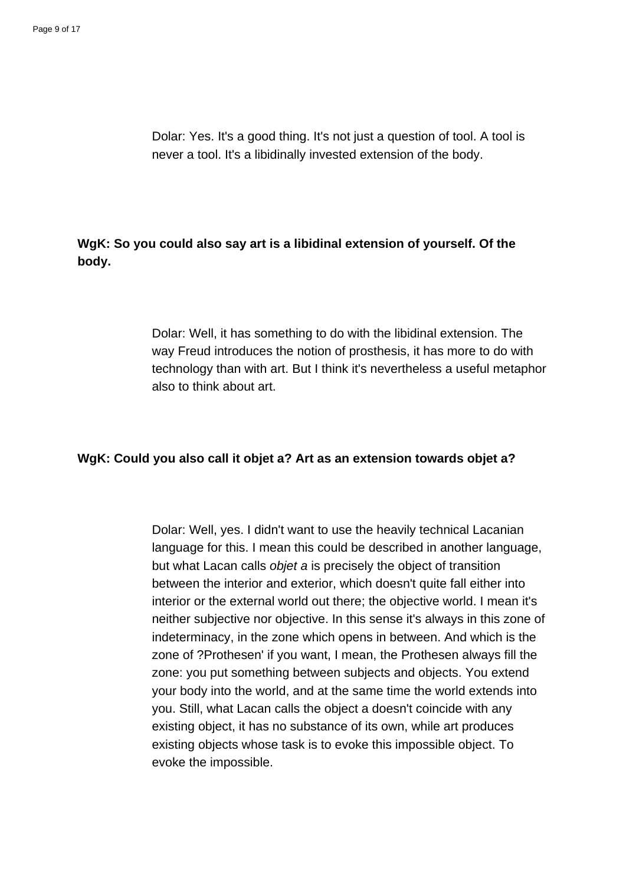Dolar: Yes. It's a good thing. It's not just a question of tool. A tool is never a tool. It's a libidinally invested extension of the body.

**WgK: So you could also say art is a libidinal extension of yourself. Of the body.**

Dolar: Well, it has something to do with the libidinal extension. The way Freud introduces the notion of prosthesis, it has more to do with technology than with art. But I think it's nevertheless a useful metaphor also to think about art.

**WgK: Could you also call it objet a? Art as an extension towards objet a?**

Dolar: Well, yes. I didn't want to use the heavily technical Lacanian language for this. I mean this could be described in another language, but what Lacan calls *objet a* is precisely the object of transition between the interior and exterior, which doesn't quite fall either into interior or the external world out there; the objective world. I mean it's neither subjective nor objective. In this sense it's always in this zone of indeterminacy, in the zone which opens in between. And which is the zone of ?Prothesen' if you want, I mean, the Prothesen always fill the zone: you put something between subjects and objects. You extend your body into the world, and at the same time the world extends into you. Still, what Lacan calls the object a doesn't coincide with any existing object, it has no substance of its own, while art produces existing objects whose task is to evoke this impossible object. To evoke the impossible.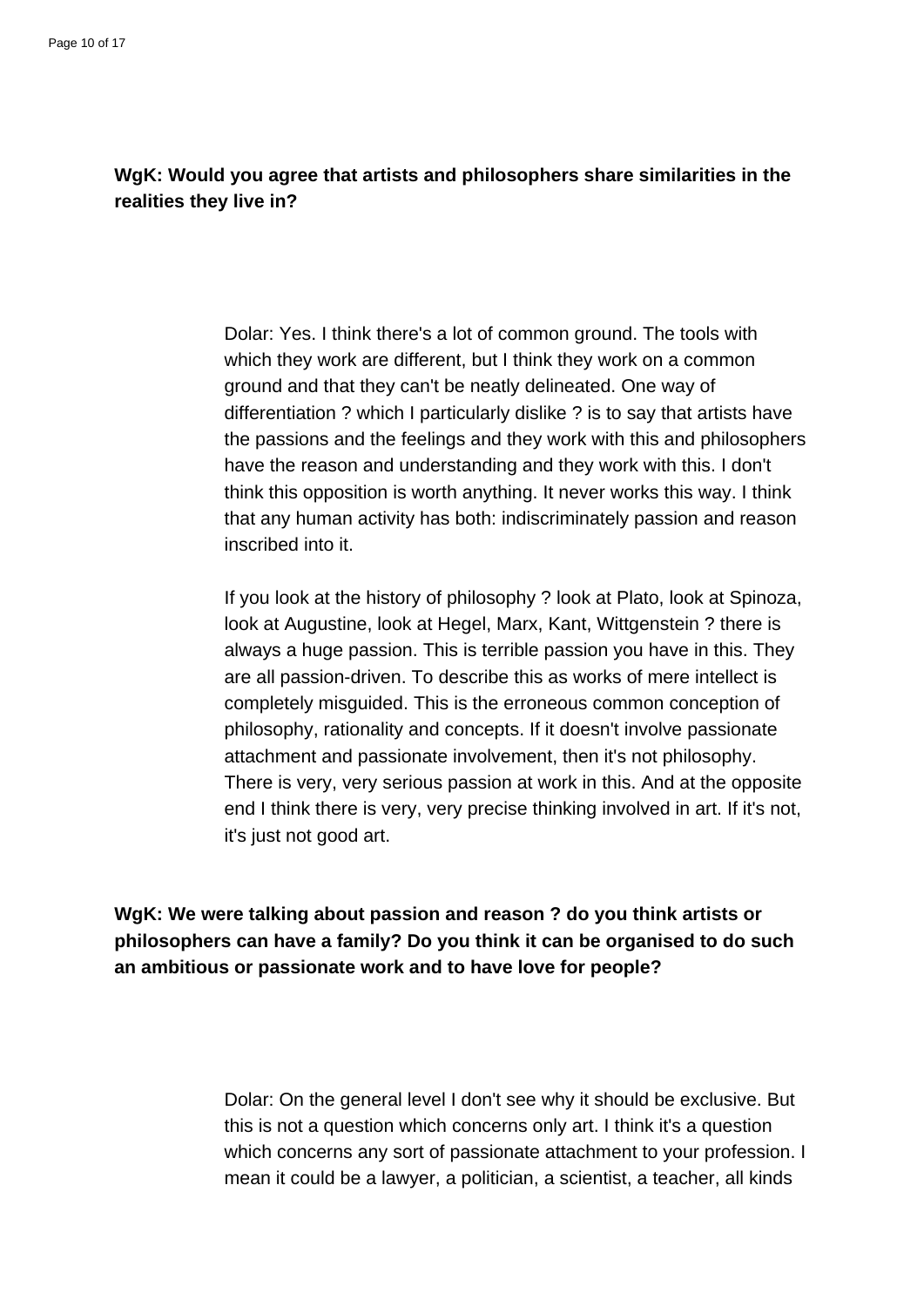**WgK: Would you agree that artists and philosophers share similarities in the realities they live in?**

Dolar: Yes. I think there's a lot of common ground. The tools with which they work are different, but I think they work on a common ground and that they can't be neatly delineated. One way of differentiation ? which I particularly dislike ? is to say that artists have the passions and the feelings and they work with this and philosophers have the reason and understanding and they work with this. I don't think this opposition is worth anything. It never works this way. I think that any human activity has both: indiscriminately passion and reason inscribed into it.

If you look at the history of philosophy ? look at Plato, look at Spinoza, look at Augustine, look at Hegel, Marx, Kant, Wittgenstein ? there is always a huge passion. This is terrible passion you have in this. They are all passion-driven. To describe this as works of mere intellect is completely misguided. This is the erroneous common conception of philosophy, rationality and concepts. If it doesn't involve passionate attachment and passionate involvement, then it's not philosophy. There is very, very serious passion at work in this. And at the opposite end I think there is very, very precise thinking involved in art. If it's not, it's just not good art.

**WgK: We were talking about passion and reason ? do you think artists or philosophers can have a family? Do you think it can be organised to do such an ambitious or passionate work and to have love for people?**

Dolar: On the general level I don't see why it should be exclusive. But this is not a question which concerns only art. I think it's a question which concerns any sort of passionate attachment to your profession. I mean it could be a lawyer, a politician, a scientist, a teacher, all kinds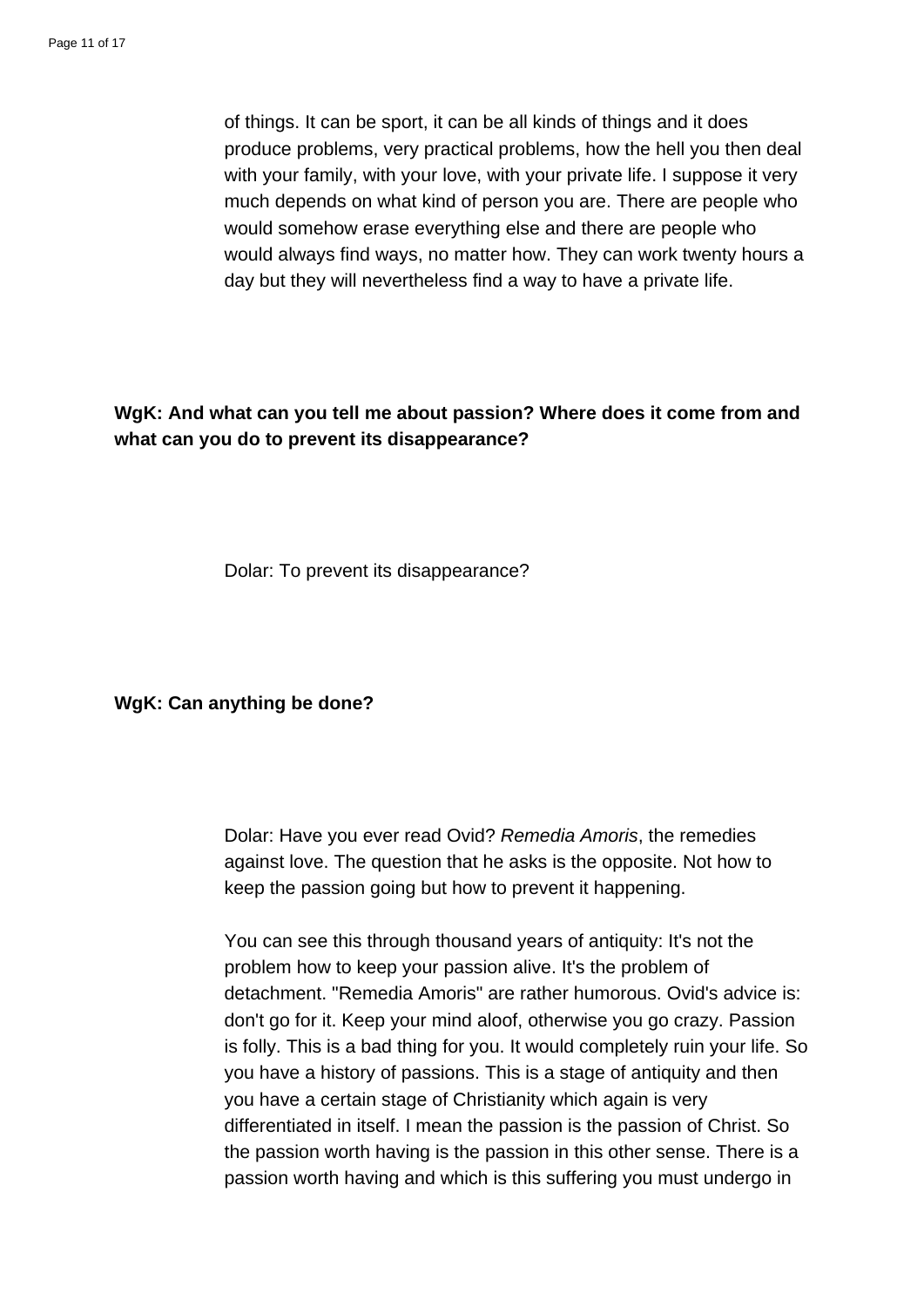of things. It can be sport, it can be all kinds of things and it does produce problems, very practical problems, how the hell you then deal with your family, with your love, with your private life. I suppose it very much depends on what kind of person you are. There are people who would somehow erase everything else and there are people who would always find ways, no matter how. They can work twenty hours a day but they will nevertheless find a way to have a private life.

**WgK: And what can you tell me about passion? Where does it come from and what can you do to prevent its disappearance?**

Dolar: To prevent its disappearance?

**WgK: Can anything be done?**

Dolar: Have you ever read Ovid? *Remedia Amoris*, the remedies against love. The question that he asks is the opposite. Not how to keep the passion going but how to prevent it happening.

You can see this through thousand years of antiquity: It's not the problem how to keep your passion alive. It's the problem of detachment. "Remedia Amoris" are rather humorous. Ovid's advice is: don't go for it. Keep your mind aloof, otherwise you go crazy. Passion is folly. This is a bad thing for you. It would completely ruin your life. So you have a history of passions. This is a stage of antiquity and then you have a certain stage of Christianity which again is very differentiated in itself. I mean the passion is the passion of Christ. So the passion worth having is the passion in this other sense. There is a passion worth having and which is this suffering you must undergo in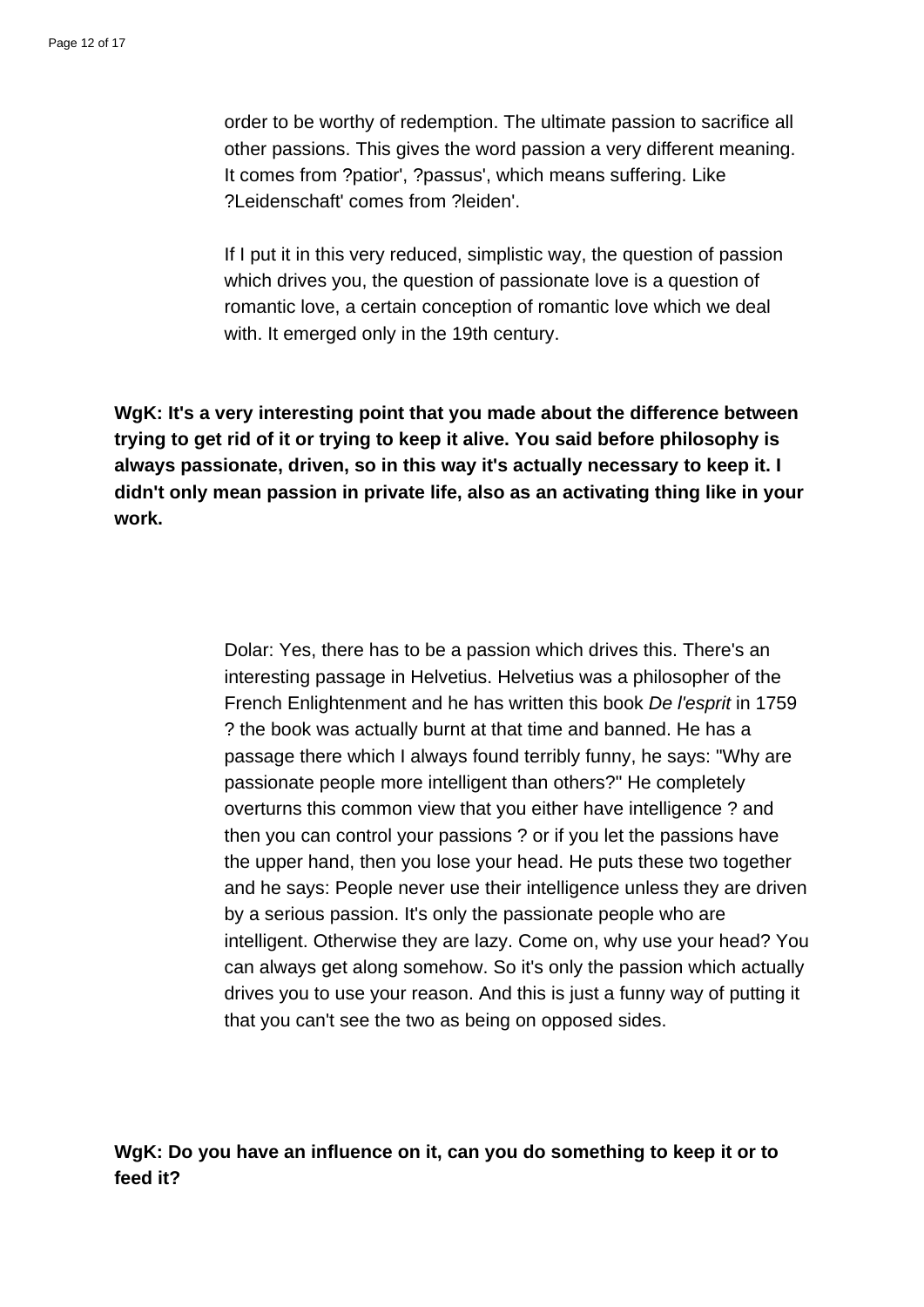order to be worthy of redemption. The ultimate passion to sacrifice all other passions. This gives the word passion a very different meaning. It comes from ?patior', ?passus', which means suffering. Like ?Leidenschaft' comes from ?leiden'.

If I put it in this very reduced, simplistic way, the question of passion which drives you, the question of passionate love is a question of romantic love, a certain conception of romantic love which we deal with. It emerged only in the 19th century.

**WgK: It's a very interesting point that you made about the difference between trying to get rid of it or trying to keep it alive. You said before philosophy is always passionate, driven, so in this way it's actually necessary to keep it. I didn't only mean passion in private life, also as an activating thing like in your work.**

Dolar: Yes, there has to be a passion which drives this. There's an interesting passage in Helvetius. Helvetius was a philosopher of the French Enlightenment and he has written this book *De l'esprit* in 1759 ? the book was actually burnt at that time and banned. He has a passage there which I always found terribly funny, he says: "Why are passionate people more intelligent than others?" He completely overturns this common view that you either have intelligence ? and then you can control your passions ? or if you let the passions have the upper hand, then you lose your head. He puts these two together and he says: People never use their intelligence unless they are driven by a serious passion. It's only the passionate people who are intelligent. Otherwise they are lazy. Come on, why use your head? You can always get along somehow. So it's only the passion which actually drives you to use your reason. And this is just a funny way of putting it that you can't see the two as being on opposed sides.

**WgK: Do you have an influence on it, can you do something to keep it or to feed it?**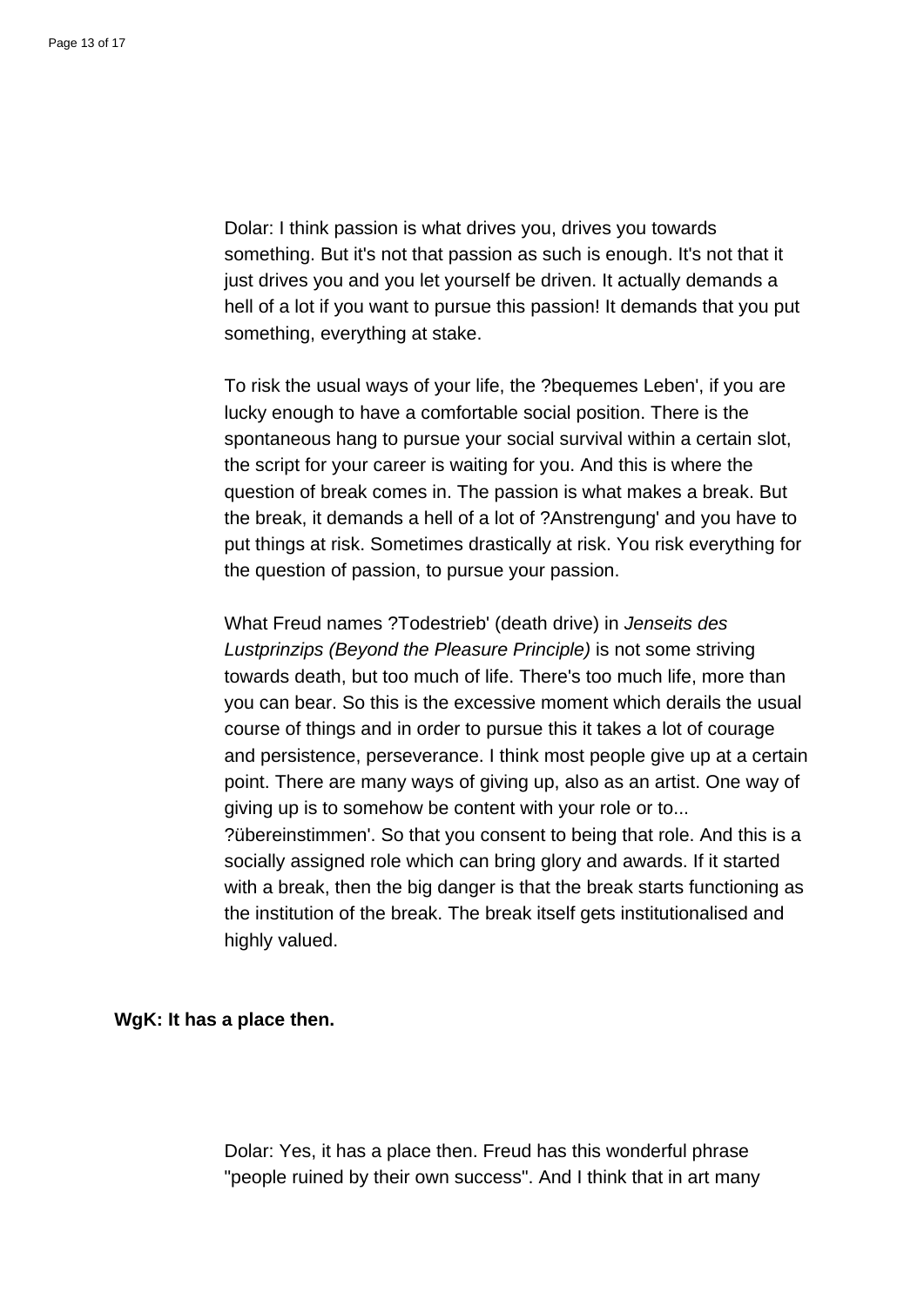Dolar: I think passion is what drives you, drives you towards something. But it's not that passion as such is enough. It's not that it just drives you and you let yourself be driven. It actually demands a hell of a lot if you want to pursue this passion! It demands that you put something, everything at stake.

To risk the usual ways of your life, the ?bequemes Leben', if you are lucky enough to have a comfortable social position. There is the spontaneous hang to pursue your social survival within a certain slot, the script for your career is waiting for you. And this is where the question of break comes in. The passion is what makes a break. But the break, it demands a hell of a lot of ?Anstrengung' and you have to put things at risk. Sometimes drastically at risk. You risk everything for the question of passion, to pursue your passion.

What Freud names ?Todestrieb' (death drive) in *Jenseits des Lustprinzips (Beyond the Pleasure Principle)* is not some striving towards death, but too much of life. There's too much life, more than you can bear. So this is the excessive moment which derails the usual course of things and in order to pursue this it takes a lot of courage and persistence, perseverance. I think most people give up at a certain point. There are many ways of giving up, also as an artist. One way of giving up is to somehow be content with your role or to... ?übereinstimmen'. So that you consent to being that role. And this is a socially assigned role which can bring glory and awards. If it started with a break, then the big danger is that the break starts functioning as the institution of the break. The break itself gets institutionalised and highly valued.

**WgK: It has a place then.**

Dolar: Yes, it has a place then. Freud has this wonderful phrase "people ruined by their own success". And I think that in art many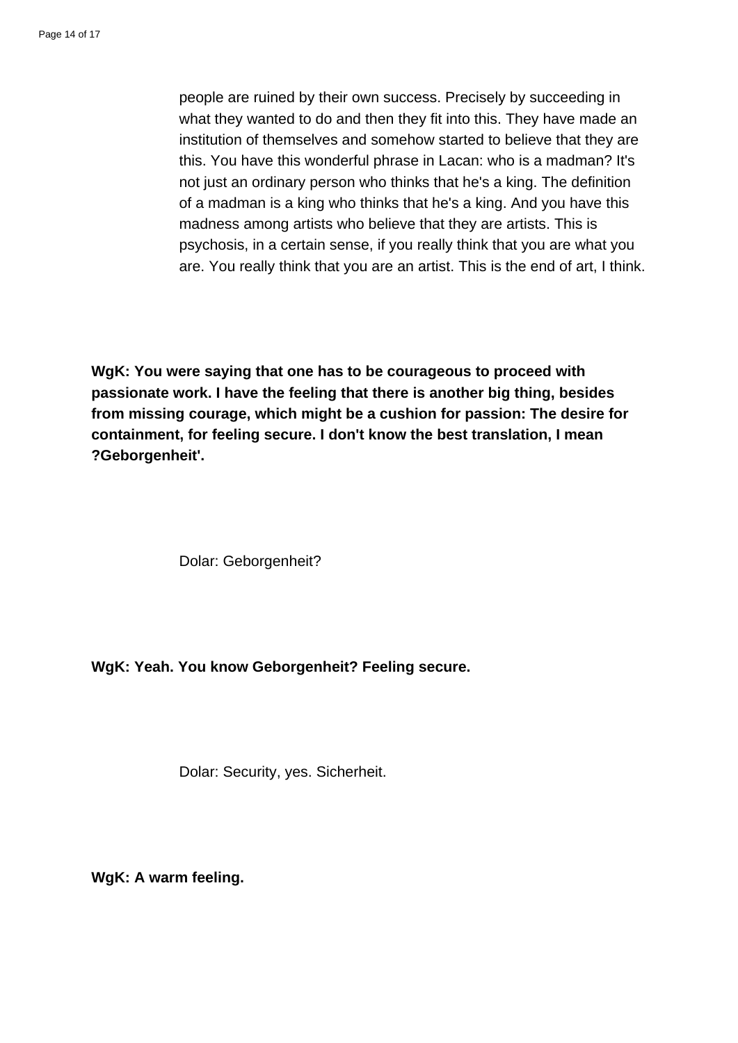people are ruined by their own success. Precisely by succeeding in what they wanted to do and then they fit into this. They have made an institution of themselves and somehow started to believe that they are this. You have this wonderful phrase in Lacan: who is a madman? It's not just an ordinary person who thinks that he's a king. The definition of a madman is a king who thinks that he's a king. And you have this madness among artists who believe that they are artists. This is psychosis, in a certain sense, if you really think that you are what you are. You really think that you are an artist. This is the end of art, I think.

**WgK: You were saying that one has to be courageous to proceed with passionate work. I have the feeling that there is another big thing, besides from missing courage, which might be a cushion for passion: The desire for containment, for feeling secure. I don't know the best translation, I mean ?Geborgenheit'.**

Dolar: Geborgenheit?

**WgK: Yeah. You know Geborgenheit? Feeling secure.**

Dolar: Security, yes. Sicherheit.

**WgK: A warm feeling.**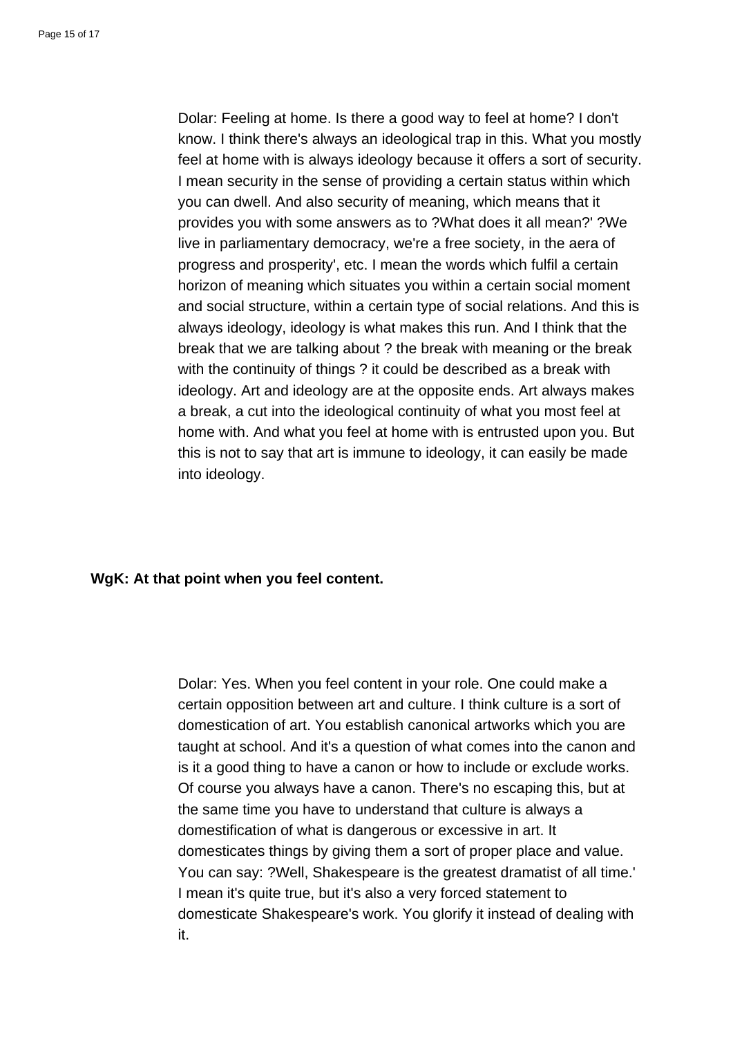Dolar: Feeling at home. Is there a good way to feel at home? I don't know. I think there's always an ideological trap in this. What you mostly feel at home with is always ideology because it offers a sort of security. I mean security in the sense of providing a certain status within which you can dwell. And also security of meaning, which means that it provides you with some answers as to ?What does it all mean?' ?We live in parliamentary democracy, we're a free society, in the aera of progress and prosperity', etc. I mean the words which fulfil a certain horizon of meaning which situates you within a certain social moment and social structure, within a certain type of social relations. And this is always ideology, ideology is what makes this run. And I think that the break that we are talking about ? the break with meaning or the break with the continuity of things ? it could be described as a break with ideology. Art and ideology are at the opposite ends. Art always makes a break, a cut into the ideological continuity of what you most feel at home with. And what you feel at home with is entrusted upon you. But this is not to say that art is immune to ideology, it can easily be made into ideology.

**WgK: At that point when you feel content.**

Dolar: Yes. When you feel content in your role. One could make a certain opposition between art and culture. I think culture is a sort of domestication of art. You establish canonical artworks which you are taught at school. And it's a question of what comes into the canon and is it a good thing to have a canon or how to include or exclude works. Of course you always have a canon. There's no escaping this, but at the same time you have to understand that culture is always a domestification of what is dangerous or excessive in art. It domesticates things by giving them a sort of proper place and value. You can say: ?Well, Shakespeare is the greatest dramatist of all time.' I mean it's quite true, but it's also a very forced statement to domesticate Shakespeare's work. You glorify it instead of dealing with it.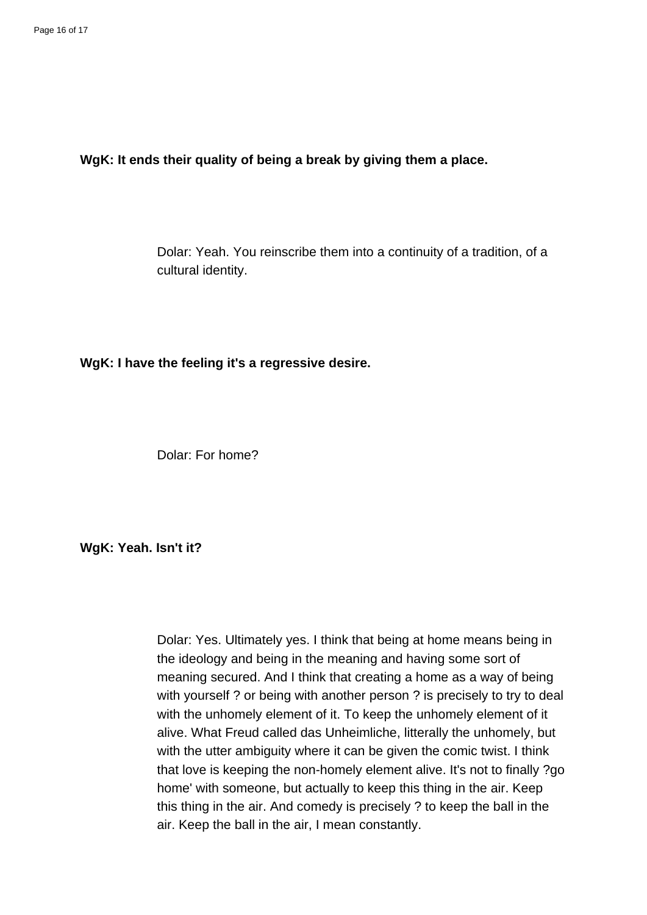**WgK: It ends their quality of being a break by giving them a place.**

Dolar: Yeah. You reinscribe them into a continuity of a tradition, of a cultural identity.

**WgK: I have the feeling it's a regressive desire.**

Dolar: For home?

**WgK: Yeah. Isn't it?**

Dolar: Yes. Ultimately yes. I think that being at home means being in the ideology and being in the meaning and having some sort of meaning secured. And I think that creating a home as a way of being with yourself ? or being with another person ? is precisely to try to deal with the unhomely element of it. To keep the unhomely element of it alive. What Freud called das Unheimliche, litterally the unhomely, but with the utter ambiguity where it can be given the comic twist. I think that love is keeping the non-homely element alive. It's not to finally ?go home' with someone, but actually to keep this thing in the air. Keep this thing in the air. And comedy is precisely ? to keep the ball in the air. Keep the ball in the air, I mean constantly.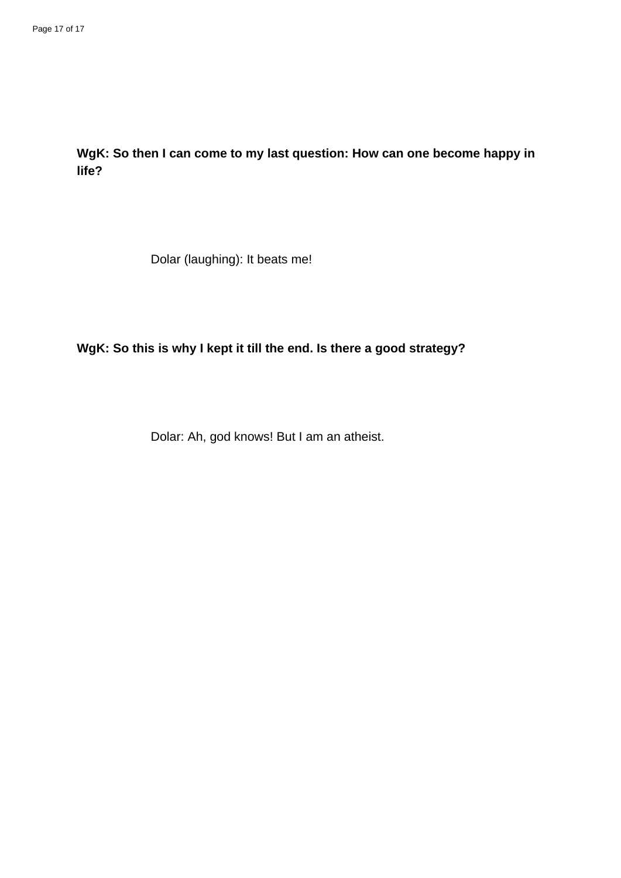**WgK: So then I can come to my last question: How can one become happy in life?**

Dolar (laughing): It beats me!

**WgK: So this is why I kept it till the end. Is there a good strategy?**

Dolar: Ah, god knows! But I am an atheist.